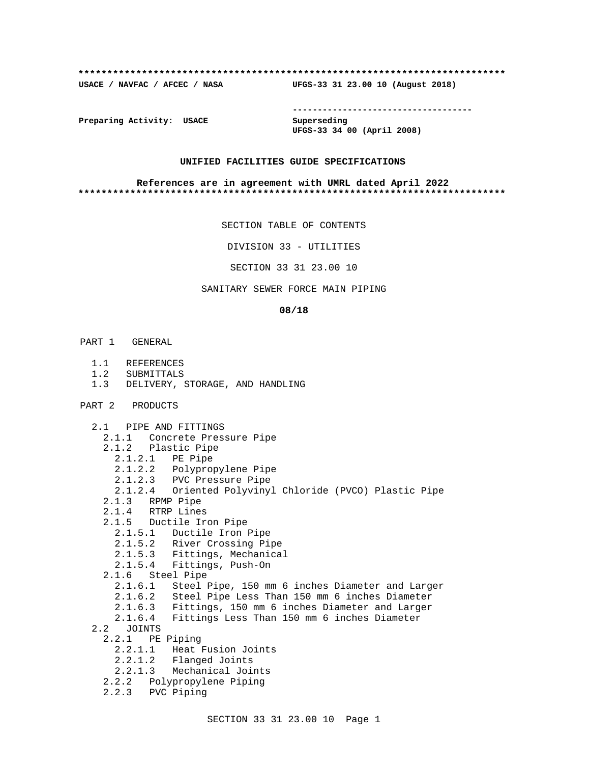**************************************************************************

**USACE / NAVFAC / AFCEC / NASA UFGS-33 31 23.00 10 (August 2018)**

-----------------------------------

**Preparing Activity: USACE**

**Superseding**
**UFGS-33 34 00 (April 2008)**

**UNIFIED FACILITIES GUIDE SPECIFICATIONS**

**References are in agreement with UMRL dated April 2022**

**************************************************************************

SECTION TABLE OF CONTENTS

DIVISION 33 - UTILITIES

SECTION 33 31 23.00 10

SANITARY SEWER FORCE MAIN PIPING

**08/18**

PART 1 GENERAL

- 1.1 REFERENCES
- 1.2 SUBMITTALS
- 1.3 DELIVERY, STORAGE, AND HANDLING

PART 2 PRODUCTS

- 2.1 PIPE AND FITTINGS
  - 2.1.1 Concrete Pressure Pipe
  - 2.1.2 Plastic Pipe
    - 2.1.2.1 PE Pipe
    - 2.1.2.2 Polypropylene Pipe
    - 2.1.2.3 PVC Pressure Pipe
    - 2.1.2.4 Oriented Polyvinyl Chloride (PVCO) Plastic Pipe
  - 2.1.3 RPMP Pipe
  - 2.1.4 RTRP Lines
  - 2.1.5 Ductile Iron Pipe
    - 2.1.5.1 Ductile Iron Pipe
    - 2.1.5.2 River Crossing Pipe
    - 2.1.5.3 Fittings, Mechanical
    - 2.1.5.4 Fittings, Push-On
  - 2.1.6 Steel Pipe
    - 2.1.6.1 Steel Pipe, 150 mm 6 inches Diameter and Larger
    - 2.1.6.2 Steel Pipe Less Than 150 mm 6 inches Diameter
    - 2.1.6.3 Fittings, 150 mm 6 inches Diameter and Larger
    - 2.1.6.4 Fittings Less Than 150 mm 6 inches Diameter
- 2.2 JOINTS
  - 2.2.1 PE Piping
    - 2.2.1.1 Heat Fusion Joints
    - 2.2.1.2 Flanged Joints
    - 2.2.1.3 Mechanical Joints
  - 2.2.2 Polypropylene Piping
  - 2.2.3 PVC Piping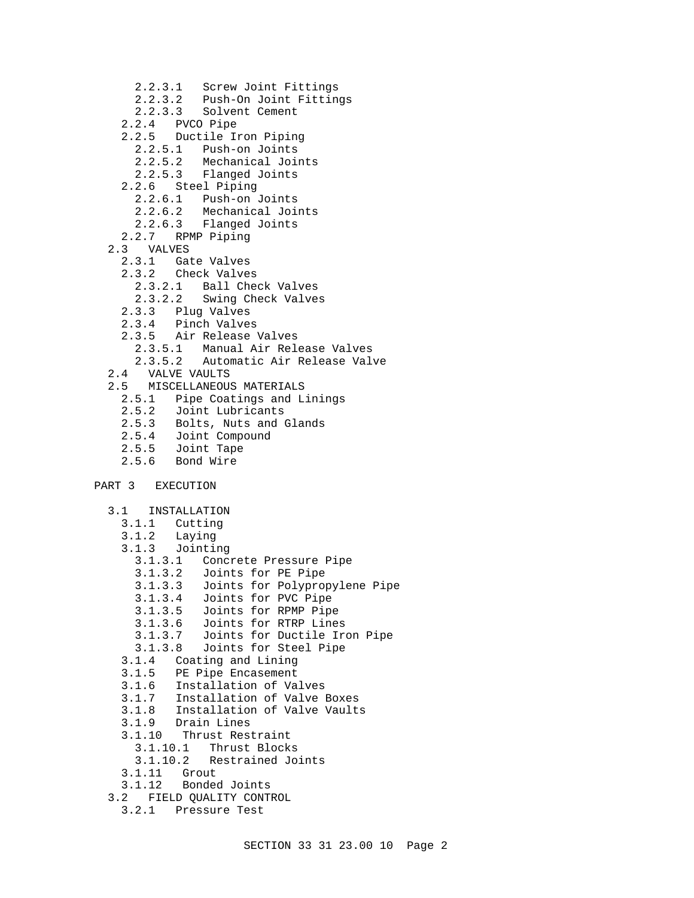2.2.3.1 Screw Joint Fittings
2.2.3.2 Push-On Joint Fittings
2.2.3.3 Solvent Cement
2.2.4 PVCO Pipe
2.2.5 Ductile Iron Piping
2.2.5.1 Push-on Joints
2.2.5.2 Mechanical Joints
2.2.5.3 Flanged Joints
2.2.6 Steel Piping
2.2.6.1 Push-on Joints
2.2.6.2 Mechanical Joints
2.2.6.3 Flanged Joints
2.2.7 RPMP Piping
2.3 VALVES
2.3.1 Gate Valves
2.3.2 Check Valves
2.3.2.1 Ball Check Valves
2.3.2.2 Swing Check Valves
2.3.3 Plug Valves
2.3.4 Pinch Valves
2.3.5 Air Release Valves
2.3.5.1 Manual Air Release Valves
2.3.5.2 Automatic Air Release Valve
2.4 VALVE VAULTS
2.5 MISCELLANEOUS MATERIALS
2.5.1 Pipe Coatings and Linings
2.5.2 Joint Lubricants
2.5.3 Bolts, Nuts and Glands
2.5.4 Joint Compound
2.5.5 Joint Tape
2.5.6 Bond Wire

PART 3 EXECUTION

3.1 INSTALLATION
3.1.1 Cutting
3.1.2 Laying
3.1.3 Jointing
3.1.3.1 Concrete Pressure Pipe
3.1.3.2 Joints for PE Pipe
3.1.3.3 Joints for Polypropylene Pipe
3.1.3.4 Joints for PVC Pipe
3.1.3.5 Joints for RPMP Pipe
3.1.3.6 Joints for RTRP Lines
3.1.3.7 Joints for Ductile Iron Pipe
3.1.3.8 Joints for Steel Pipe
3.1.4 Coating and Lining
3.1.5 PE Pipe Encasement
3.1.6 Installation of Valves
3.1.7 Installation of Valve Boxes
3.1.8 Installation of Valve Vaults
3.1.9 Drain Lines
3.1.10 Thrust Restraint
3.1.10.1 Thrust Blocks
3.1.10.2 Restrained Joints
3.1.11 Grout
3.1.12 Bonded Joints
3.2 FIELD QUALITY CONTROL
3.2.1 Pressure Test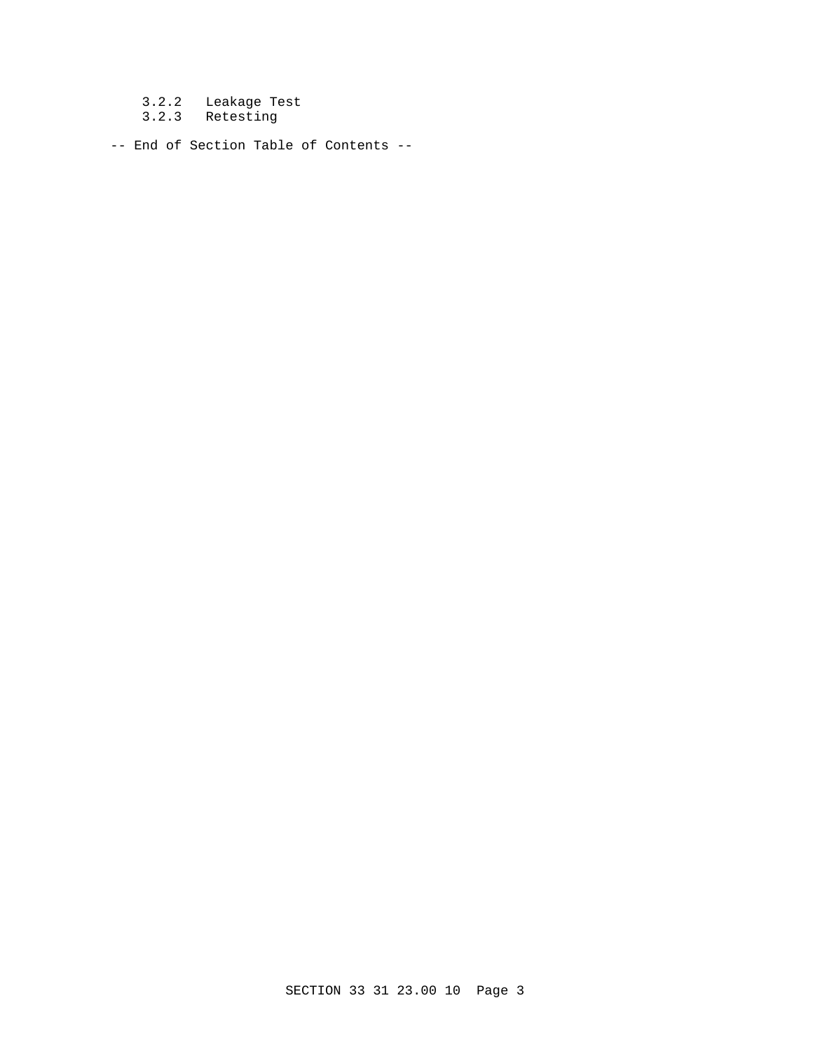3.2.2 Leakage Test
3.2.3 Retesting

-- End of Section Table of Contents --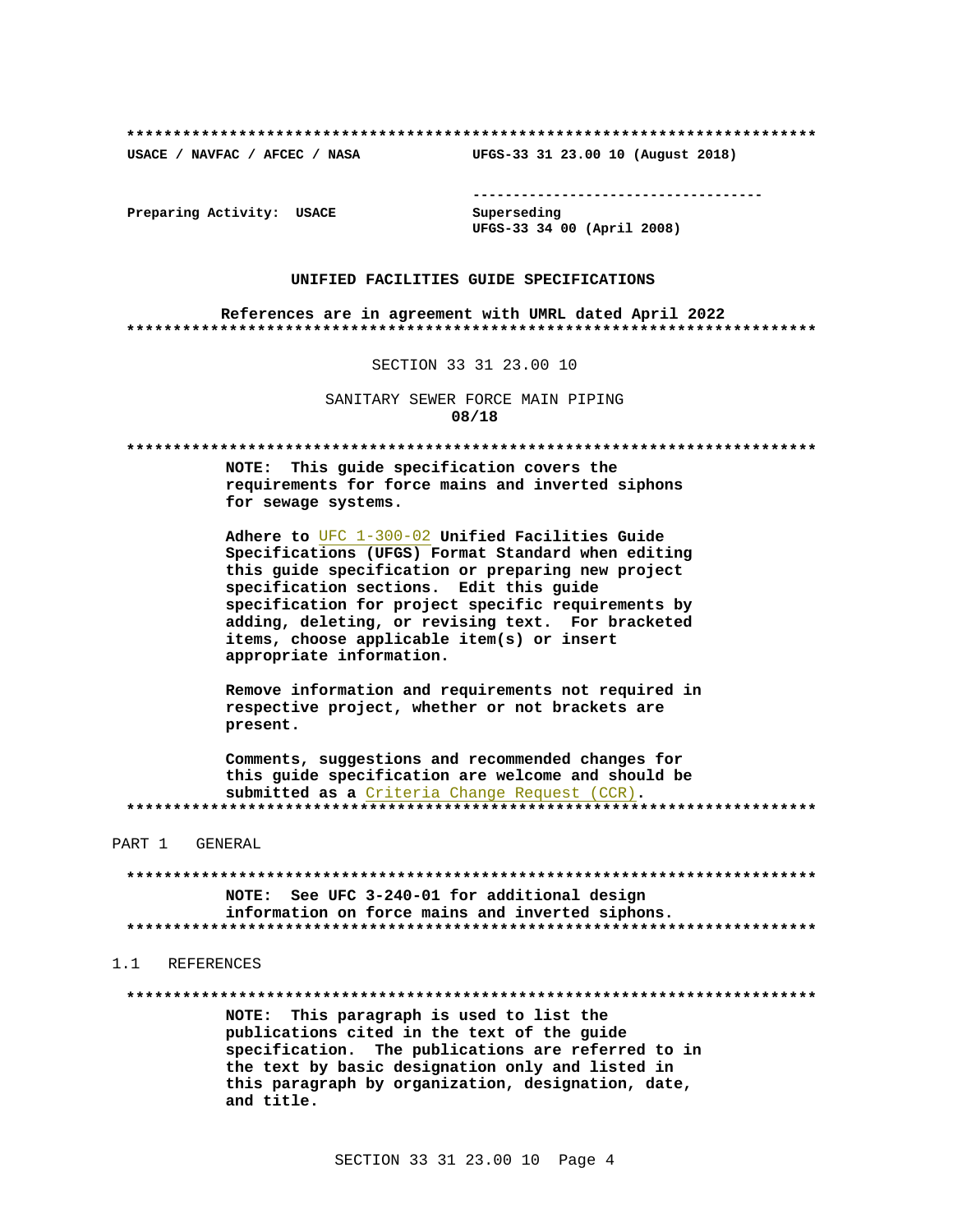**************************************************************************

USACE / NAVFAC / AFCEC / NASA UFGS-33 31 23.00 10 (August 2018)

-----------------------------------

Preparing Activity: USACE Superseding
UFGS-33 34 00 (April 2008)

**UNIFIED FACILITIES GUIDE SPECIFICATIONS**

**References are in agreement with UMRL dated April 2022**

**************************************************************************

SECTION 33 31 23.00 10

SANITARY SEWER FORCE MAIN PIPING
**08/18**

**************************************************************************

**NOTE: This guide specification covers the requirements for force mains and inverted siphons for sewage systems.**

**Adhere to UFC 1-300-02 Unified Facilities Guide Specifications (UFGS) Format Standard when editing this guide specification or preparing new project specification sections. Edit this guide specification for project specific requirements by adding, deleting, or revising text. For bracketed items, choose applicable item(s) or insert appropriate information.**

**Remove information and requirements not required in respective project, whether or not brackets are present.**

**Comments, suggestions and recommended changes for this guide specification are welcome and should be submitted as a Criteria Change Request (CCR).**

**************************************************************************

PART 1 GENERAL

**************************************************************************

**NOTE: See UFC 3-240-01 for additional design information on force mains and inverted siphons.**

**************************************************************************

1.1 REFERENCES

**************************************************************************

**NOTE: This paragraph is used to list the publications cited in the text of the guide specification. The publications are referred to in the text by basic designation only and listed in this paragraph by organization, designation, date, and title.**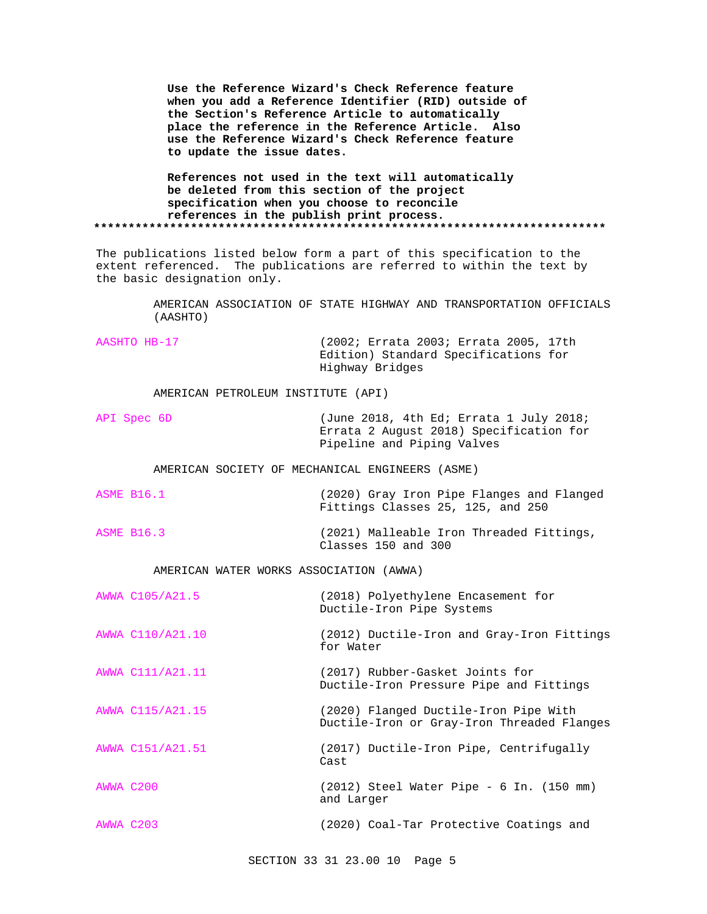**Use the Reference Wizard's Check Reference feature when you add a Reference Identifier (RID) outside of the Section's Reference Article to automatically place the reference in the Reference Article. Also use the Reference Wizard's Check Reference feature to update the issue dates.**

**References not used in the text will automatically be deleted from this section of the project specification when you choose to reconcile references in the publish print process.**

**************************************************************************

The publications listed below form a part of this specification to the extent referenced. The publications are referred to within the text by the basic designation only.

AMERICAN ASSOCIATION OF STATE HIGHWAY AND TRANSPORTATION OFFICIALS (AASHTO)

| | |
|---|---|
| AASHTO HB-17 | (2002; Errata 2003; Errata 2005, 17th Edition) Standard Specifications for Highway Bridges |

AMERICAN PETROLEUM INSTITUTE (API)

| | |
|---|---|
| API Spec 6D | (June 2018, 4th Ed; Errata 1 July 2018; Errata 2 August 2018) Specification for Pipeline and Piping Valves |

AMERICAN SOCIETY OF MECHANICAL ENGINEERS (ASME)

| | |
|---|---|
| ASME B16.1 | (2020) Gray Iron Pipe Flanges and Flanged Fittings Classes 25, 125, and 250 |
| ASME B16.3 | (2021) Malleable Iron Threaded Fittings, Classes 150 and 300 |

AMERICAN WATER WORKS ASSOCIATION (AWWA)

| | |
|---|---|
| AWWA C105/A21.5 | (2018) Polyethylene Encasement for Ductile-Iron Pipe Systems |
| AWWA C110/A21.10 | (2012) Ductile-Iron and Gray-Iron Fittings for Water |
| AWWA C111/A21.11 | (2017) Rubber-Gasket Joints for Ductile-Iron Pressure Pipe and Fittings |
| AWWA C115/A21.15 | (2020) Flanged Ductile-Iron Pipe With Ductile-Iron or Gray-Iron Threaded Flanges |
| AWWA C151/A21.51 | (2017) Ductile-Iron Pipe, Centrifugally Cast |
| AWWA C200 | (2012) Steel Water Pipe - 6 In. (150 mm) and Larger |
| AWWA C203 | (2020) Coal-Tar Protective Coatings and |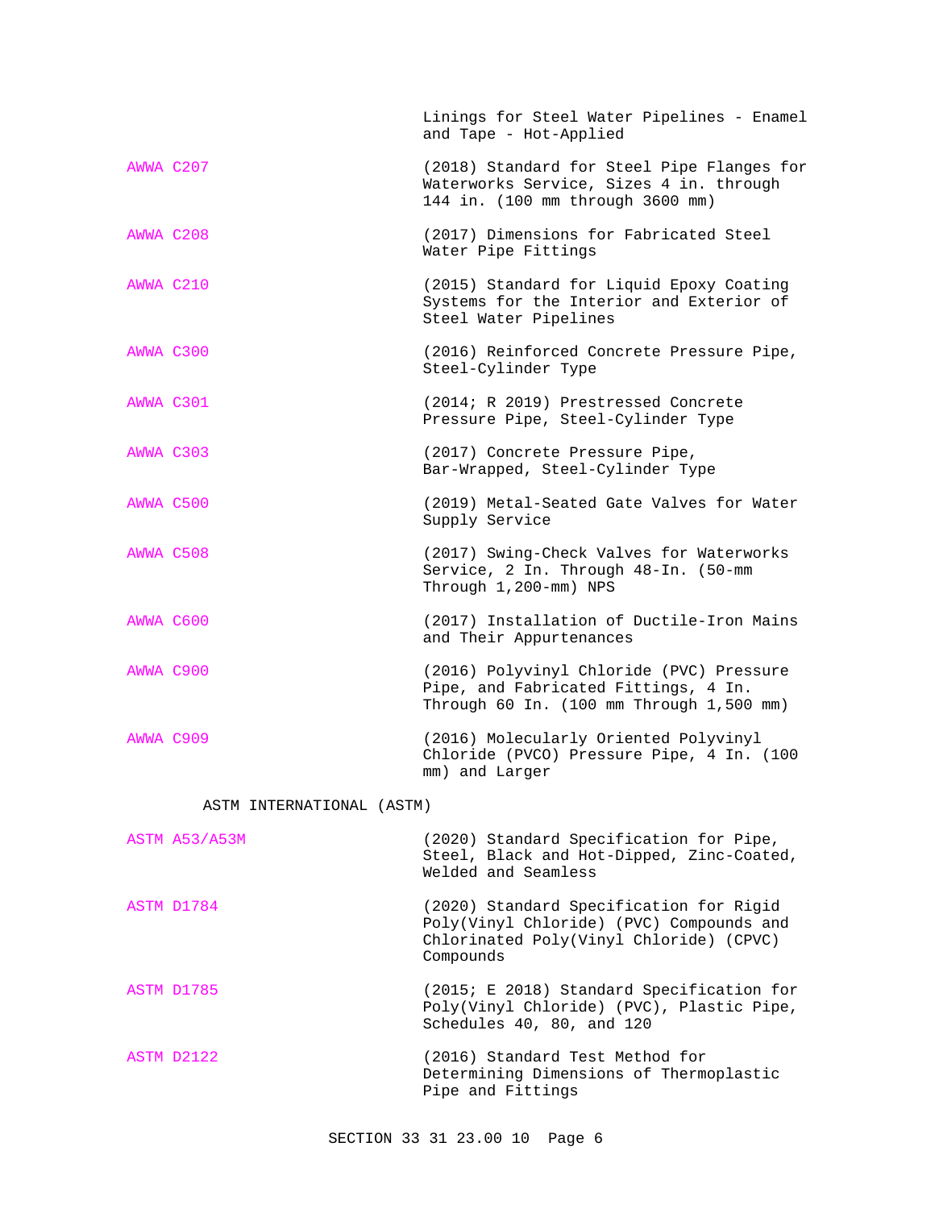Linings for Steel Water Pipelines - Enamel and Tape - Hot-Applied

AWWA C207 (2018) Standard for Steel Pipe Flanges for Waterworks Service, Sizes 4 in. through 144 in. (100 mm through 3600 mm)

AWWA C208 (2017) Dimensions for Fabricated Steel Water Pipe Fittings

AWWA C210 (2015) Standard for Liquid Epoxy Coating Systems for the Interior and Exterior of Steel Water Pipelines

AWWA C300 (2016) Reinforced Concrete Pressure Pipe, Steel-Cylinder Type

AWWA C301 (2014; R 2019) Prestressed Concrete Pressure Pipe, Steel-Cylinder Type

AWWA C303 (2017) Concrete Pressure Pipe, Bar-Wrapped, Steel-Cylinder Type

AWWA C500 (2019) Metal-Seated Gate Valves for Water Supply Service

AWWA C508 (2017) Swing-Check Valves for Waterworks Service, 2 In. Through 48-In. (50-mm Through 1,200-mm) NPS

AWWA C600 (2017) Installation of Ductile-Iron Mains and Their Appurtenances

AWWA C900 (2016) Polyvinyl Chloride (PVC) Pressure Pipe, and Fabricated Fittings, 4 In. Through 60 In. (100 mm Through 1,500 mm)

AWWA C909 (2016) Molecularly Oriented Polyvinyl Chloride (PVCO) Pressure Pipe, 4 In. (100 mm) and Larger

ASTM INTERNATIONAL (ASTM)

ASTM A53/A53M (2020) Standard Specification for Pipe, Steel, Black and Hot-Dipped, Zinc-Coated, Welded and Seamless

ASTM D1784 (2020) Standard Specification for Rigid Poly(Vinyl Chloride) (PVC) Compounds and Chlorinated Poly(Vinyl Chloride) (CPVC) Compounds

ASTM D1785 (2015; E 2018) Standard Specification for Poly(Vinyl Chloride) (PVC), Plastic Pipe, Schedules 40, 80, and 120

ASTM D2122 (2016) Standard Test Method for Determining Dimensions of Thermoplastic Pipe and Fittings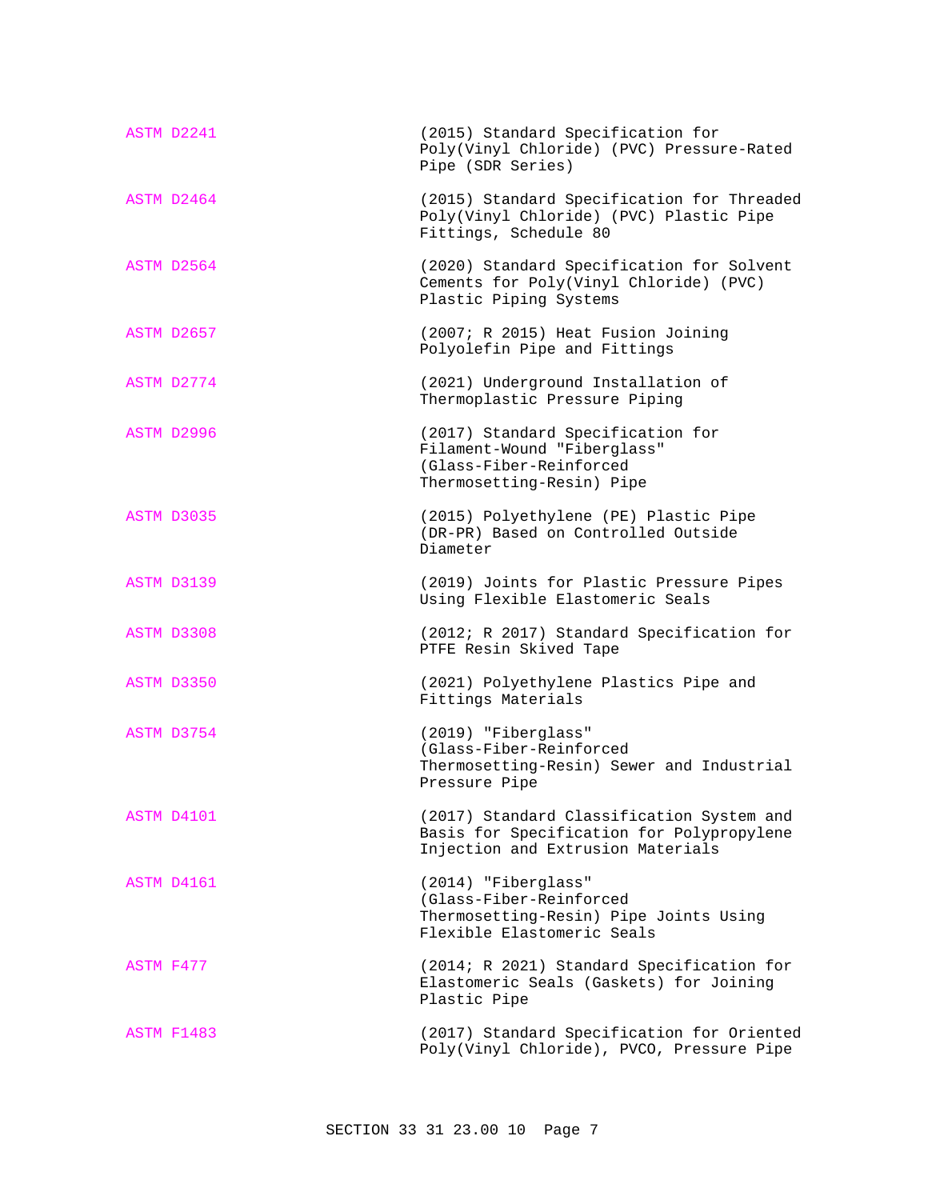ASTM D2241 (2015) Standard Specification for Poly(Vinyl Chloride) (PVC) Pressure-Rated Pipe (SDR Series)

ASTM D2464 (2015) Standard Specification for Threaded Poly(Vinyl Chloride) (PVC) Plastic Pipe Fittings, Schedule 80

ASTM D2564 (2020) Standard Specification for Solvent Cements for Poly(Vinyl Chloride) (PVC) Plastic Piping Systems

ASTM D2657 (2007; R 2015) Heat Fusion Joining Polyolefin Pipe and Fittings

ASTM D2774 (2021) Underground Installation of Thermoplastic Pressure Piping

ASTM D2996 (2017) Standard Specification for Filament-Wound "Fiberglass" (Glass-Fiber-Reinforced Thermosetting-Resin) Pipe

ASTM D3035 (2015) Polyethylene (PE) Plastic Pipe (DR-PR) Based on Controlled Outside Diameter

ASTM D3139 (2019) Joints for Plastic Pressure Pipes Using Flexible Elastomeric Seals

ASTM D3308 (2012; R 2017) Standard Specification for PTFE Resin Skived Tape

ASTM D3350 (2021) Polyethylene Plastics Pipe and Fittings Materials

ASTM D3754 (2019) "Fiberglass" (Glass-Fiber-Reinforced Thermosetting-Resin) Sewer and Industrial Pressure Pipe

ASTM D4101 (2017) Standard Classification System and Basis for Specification for Polypropylene Injection and Extrusion Materials

ASTM D4161 (2014) "Fiberglass" (Glass-Fiber-Reinforced Thermosetting-Resin) Pipe Joints Using Flexible Elastomeric Seals

ASTM F477 (2014; R 2021) Standard Specification for Elastomeric Seals (Gaskets) for Joining Plastic Pipe

ASTM F1483 (2017) Standard Specification for Oriented Poly(Vinyl Chloride), PVCO, Pressure Pipe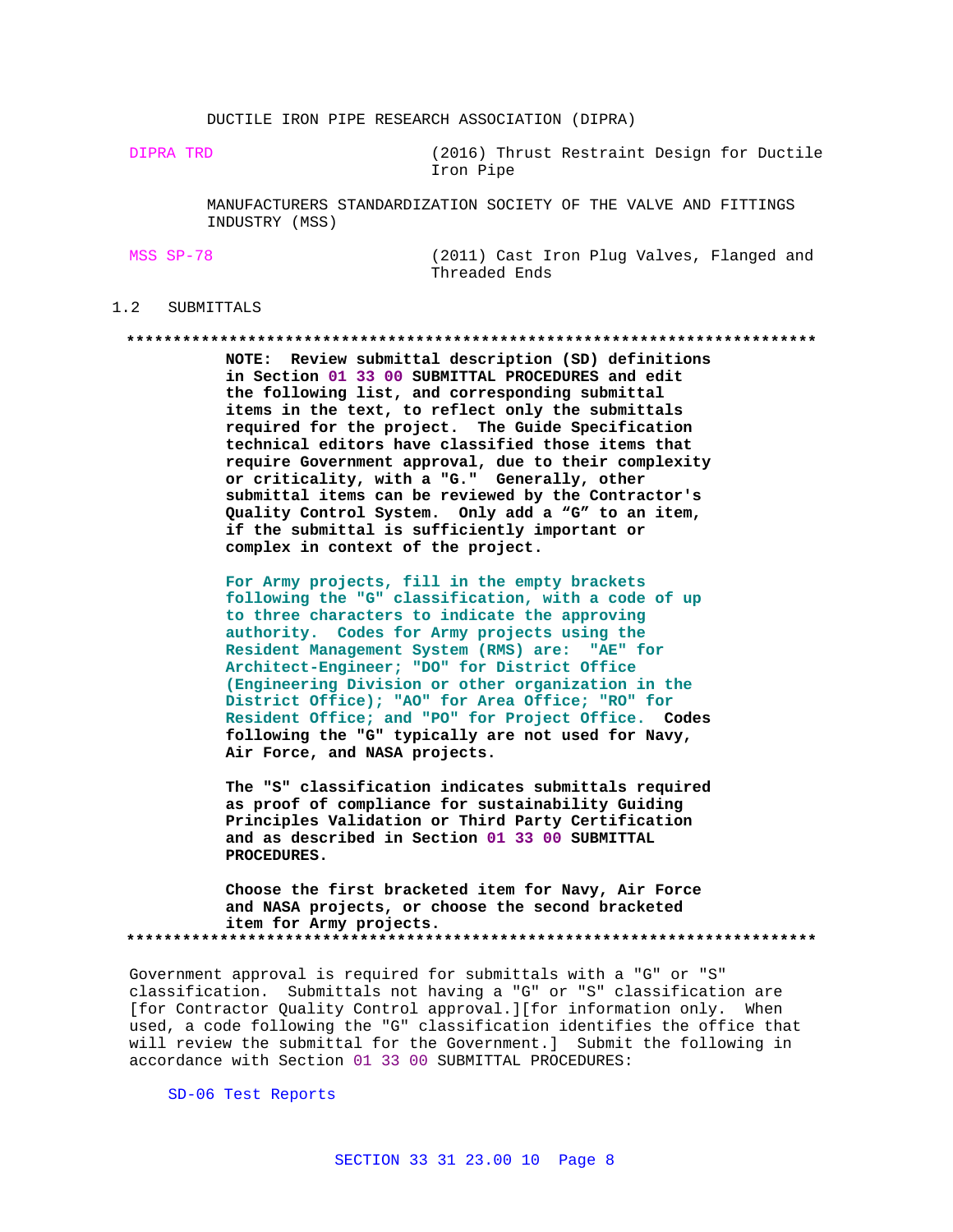DUCTILE IRON PIPE RESEARCH ASSOCIATION (DIPRA)

| | |
|---|---|
| DIPRA TRD | (2016) Thrust Restraint Design for Ductile Iron Pipe |

MANUFACTURERS STANDARDIZATION SOCIETY OF THE VALVE AND FITTINGS INDUSTRY (MSS)

| | |
|---|---|
| MSS SP-78 | (2011) Cast Iron Plug Valves, Flanged and Threaded Ends |

## 1.2 SUBMITTALS

**************************************************************************

**NOTE: Review submittal description (SD) definitions in Section 01 33 00 SUBMITTAL PROCEDURES and edit the following list, and corresponding submittal items in the text, to reflect only the submittals required for the project. The Guide Specification technical editors have classified those items that require Government approval, due to their complexity or criticality, with a "G." Generally, other submittal items can be reviewed by the Contractor's Quality Control System. Only add a "G" to an item, if the submittal is sufficiently important or complex in context of the project.**

**For Army projects, fill in the empty brackets following the "G" classification, with a code of up to three characters to indicate the approving authority. Codes for Army projects using the Resident Management System (RMS) are: "AE" for Architect-Engineer; "DO" for District Office (Engineering Division or other organization in the District Office); "AO" for Area Office; "RO" for Resident Office; and "PO" for Project Office. Codes following the "G" typically are not used for Navy, Air Force, and NASA projects.**

**The "S" classification indicates submittals required as proof of compliance for sustainability Guiding Principles Validation or Third Party Certification and as described in Section 01 33 00 SUBMITTAL PROCEDURES.**

**Choose the first bracketed item for Navy, Air Force and NASA projects, or choose the second bracketed item for Army projects.**

**************************************************************************

Government approval is required for submittals with a "G" or "S" classification. Submittals not having a "G" or "S" classification are [for Contractor Quality Control approval.][for information only. When used, a code following the "G" classification identifies the office that will review the submittal for the Government.] Submit the following in accordance with Section 01 33 00 SUBMITTAL PROCEDURES:

SD-06 Test Reports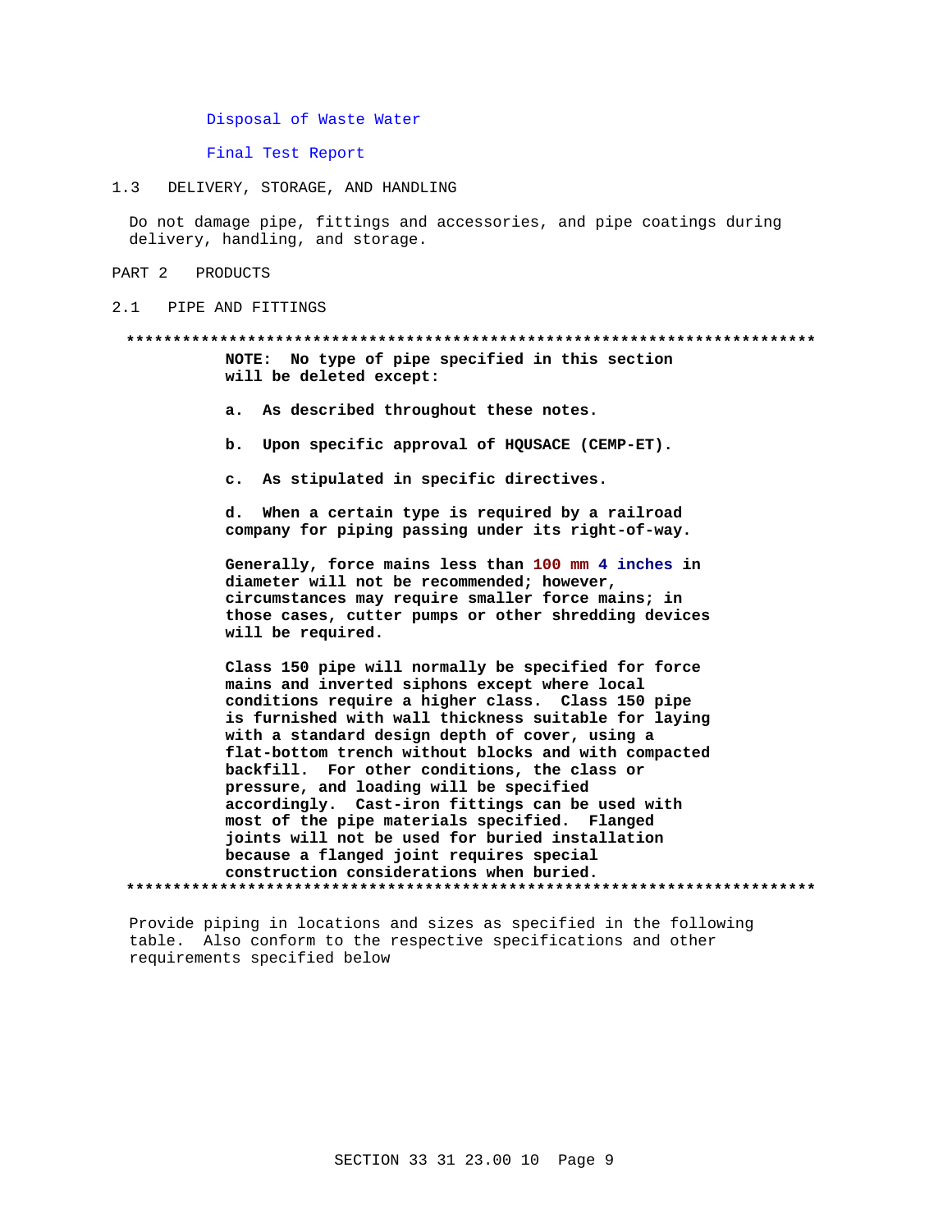Disposal of Waste Water

Final Test Report

## 1.3 DELIVERY, STORAGE, AND HANDLING

Do not damage pipe, fittings and accessories, and pipe coatings during delivery, handling, and storage.

# PART 2 PRODUCTS

## 2.1 PIPE AND FITTINGS

**************************************************************************

**NOTE: No type of pipe specified in this section will be deleted except:**

**a. As described throughout these notes.**

**b. Upon specific approval of HQUSACE (CEMP-ET).**

**c. As stipulated in specific directives.**

**d. When a certain type is required by a railroad company for piping passing under its right-of-way.**

**Generally, force mains less than 100 mm 4 inches in diameter will not be recommended; however, circumstances may require smaller force mains; in those cases, cutter pumps or other shredding devices will be required.**

**Class 150 pipe will normally be specified for force mains and inverted siphons except where local conditions require a higher class. Class 150 pipe is furnished with wall thickness suitable for laying with a standard design depth of cover, using a flat-bottom trench without blocks and with compacted backfill. For other conditions, the class or pressure, and loading will be specified accordingly. Cast-iron fittings can be used with most of the pipe materials specified. Flanged joints will not be used for buried installation because a flanged joint requires special construction considerations when buried.**

**************************************************************************

Provide piping in locations and sizes as specified in the following table. Also conform to the respective specifications and other requirements specified below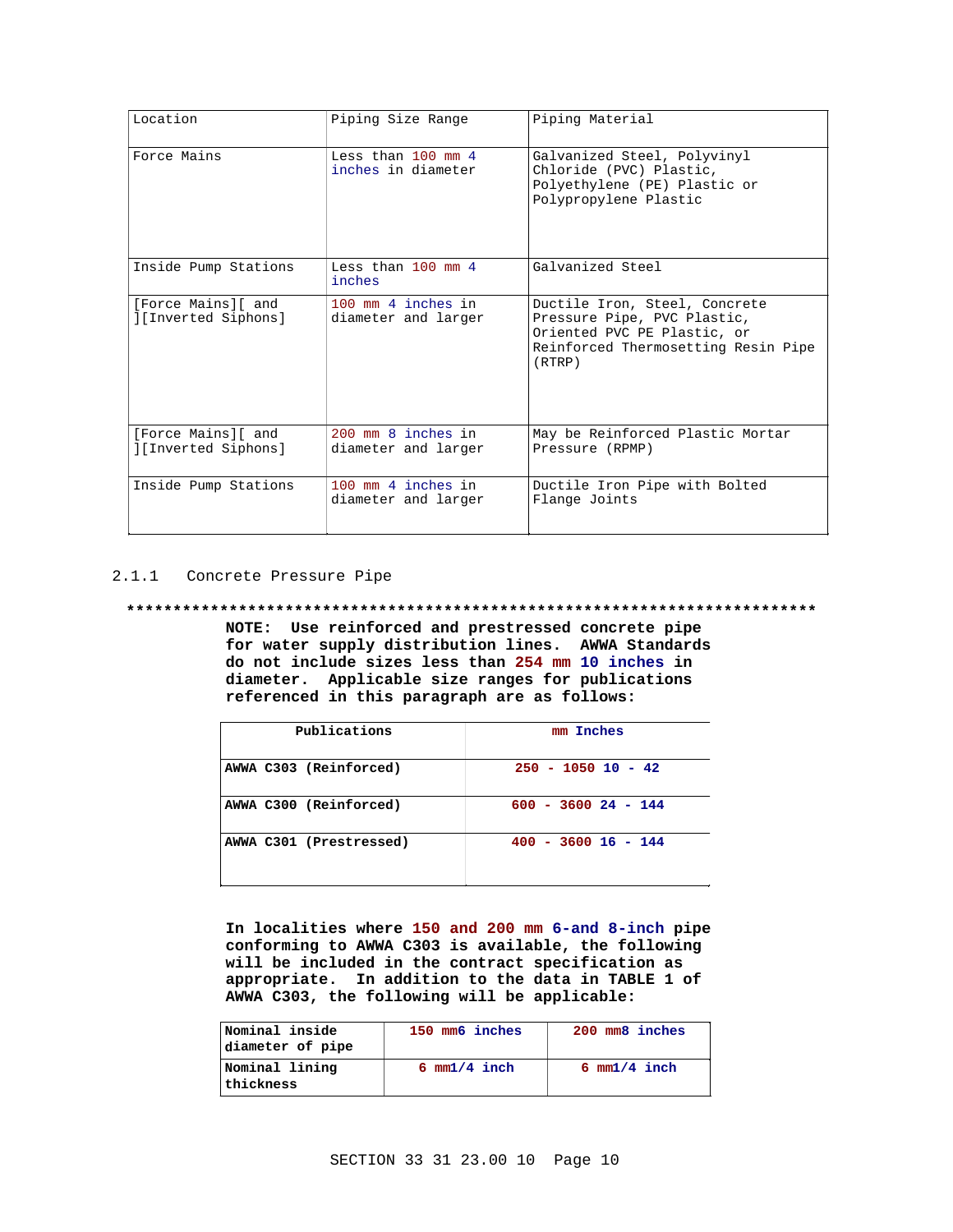| Location | Piping Size Range | Piping Material |
|---|---|---|
| Force Mains | Less than 100 mm 4 inches in diameter | Galvanized Steel, Polyvinyl Chloride (PVC) Plastic, Polyethylene (PE) Plastic or Polypropylene Plastic |
| Inside Pump Stations | Less than 100 mm 4 inches | Galvanized Steel |
| [Force Mains][ and ][Inverted Siphons] | 100 mm 4 inches in diameter and larger | Ductile Iron, Steel, Concrete Pressure Pipe, PVC Plastic, Oriented PVC PE Plastic, or Reinforced Thermosetting Resin Pipe (RTRP) |
| [Force Mains][ and ][Inverted Siphons] | 200 mm 8 inches in diameter and larger | May be Reinforced Plastic Mortar Pressure (RPMP) |
| Inside Pump Stations | 100 mm 4 inches in diameter and larger | Ductile Iron Pipe with Bolted Flange Joints |

### 2.1.1 Concrete Pressure Pipe

**************************************************************************

**NOTE: Use reinforced and prestressed concrete pipe for water supply distribution lines. AWWA Standards do not include sizes less than 254 mm 10 inches in diameter. Applicable size ranges for publications referenced in this paragraph are as follows:**

| Publications | mm Inches |
|---|---|
| AWWA C303 (Reinforced) | 250 - 1050 10 - 42 |
| AWWA C300 (Reinforced) | 600 - 3600 24 - 144 |
| AWWA C301 (Prestressed) | 400 - 3600 16 - 144 |

**In localities where 150 and 200 mm 6-and 8-inch pipe conforming to AWWA C303 is available, the following will be included in the contract specification as appropriate. In addition to the data in TABLE 1 of AWWA C303, the following will be applicable:**

| Nominal inside diameter of pipe | 150 mm6 inches | 200 mm8 inches |
|---|---|---|
| Nominal lining thickness | 6 mm1/4 inch | 6 mm1/4 inch |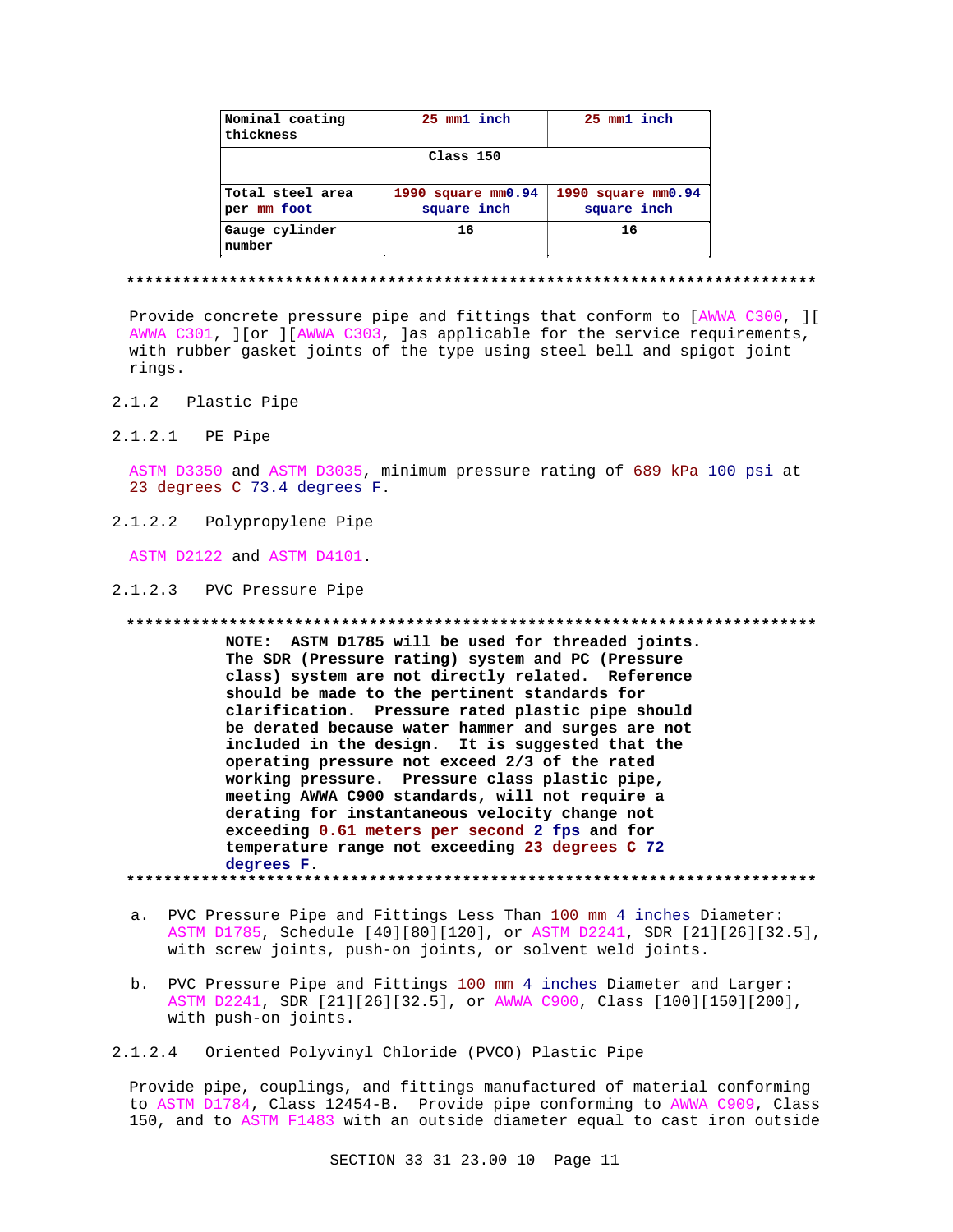| Nominal coating thickness | 25 mm1 inch | 25 mm1 inch |
|---|---|---|
| Class 150 | | |
| Total steel area per mm foot | 1990 square mm0.94 square inch | 1990 square mm0.94 square inch |
| Gauge cylinder number | 16 | 16 |

**************************************************************************

Provide concrete pressure pipe and fittings that conform to [AWWA C300, ][ AWWA C301, ][or ][AWWA C303, ]as applicable for the service requirements, with rubber gasket joints of the type using steel bell and spigot joint rings.

2.1.2 Plastic Pipe

2.1.2.1 PE Pipe

ASTM D3350 and ASTM D3035, minimum pressure rating of 689 kPa 100 psi at 23 degrees C 73.4 degrees F.

2.1.2.2 Polypropylene Pipe

ASTM D2122 and ASTM D4101.

2.1.2.3 PVC Pressure Pipe

**************************************************************************

**NOTE: ASTM D1785 will be used for threaded joints. The SDR (Pressure rating) system and PC (Pressure class) system are not directly related. Reference should be made to the pertinent standards for clarification. Pressure rated plastic pipe should be derated because water hammer and surges are not included in the design. It is suggested that the operating pressure not exceed 2/3 of the rated working pressure. Pressure class plastic pipe, meeting AWWA C900 standards, will not require a derating for instantaneous velocity change not exceeding 0.61 meters per second 2 fps and for temperature range not exceeding 23 degrees C 72 degrees F.**

**************************************************************************

a. PVC Pressure Pipe and Fittings Less Than 100 mm 4 inches Diameter: ASTM D1785, Schedule [40][80][120], or ASTM D2241, SDR [21][26][32.5], with screw joints, push-on joints, or solvent weld joints.

b. PVC Pressure Pipe and Fittings 100 mm 4 inches Diameter and Larger: ASTM D2241, SDR [21][26][32.5], or AWWA C900, Class [100][150][200], with push-on joints.

2.1.2.4 Oriented Polyvinyl Chloride (PVCO) Plastic Pipe

Provide pipe, couplings, and fittings manufactured of material conforming to ASTM D1784, Class 12454-B. Provide pipe conforming to AWWA C909, Class 150, and to ASTM F1483 with an outside diameter equal to cast iron outside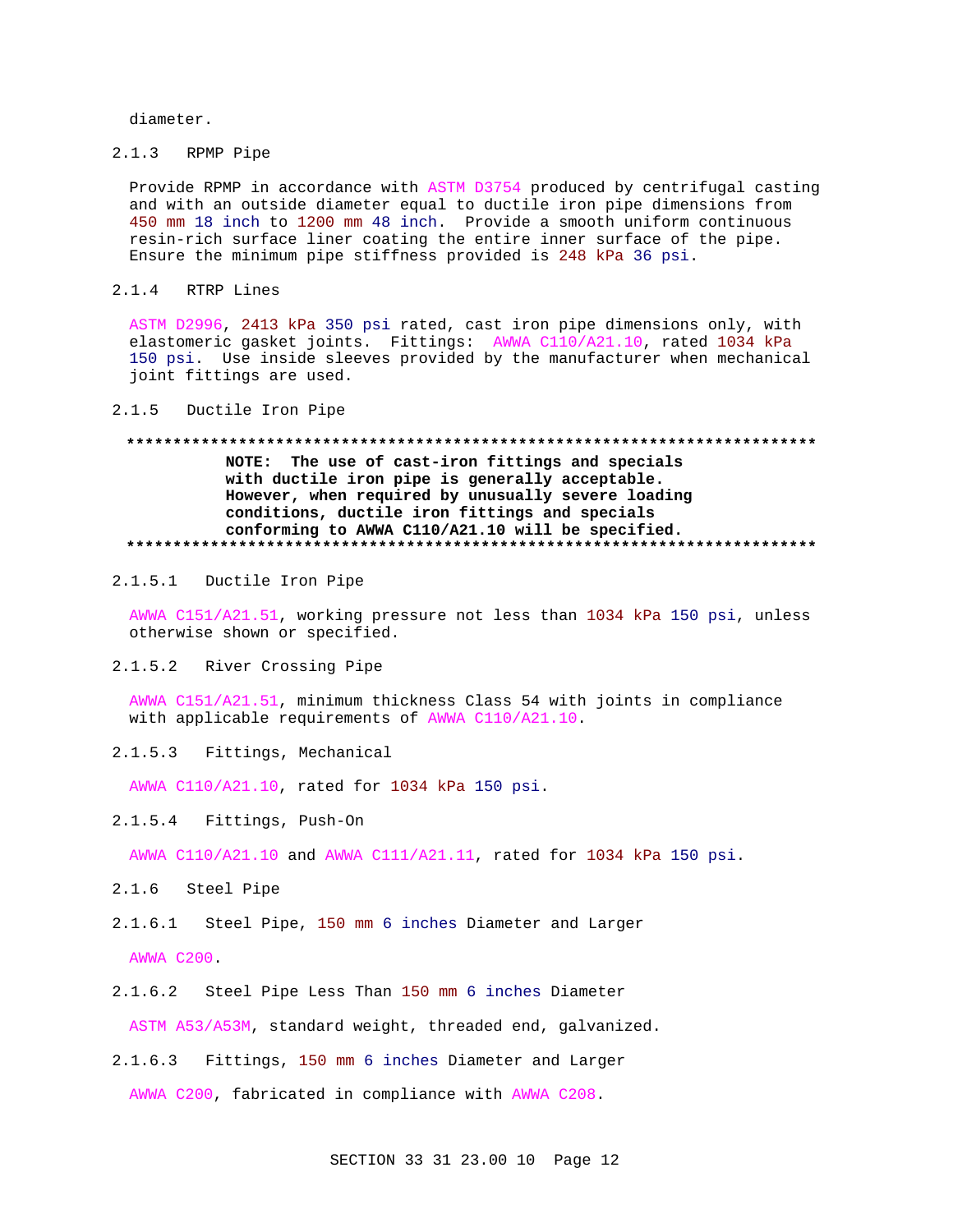diameter.

2.1.3 RPMP Pipe

Provide RPMP in accordance with ASTM D3754 produced by centrifugal casting and with an outside diameter equal to ductile iron pipe dimensions from 450 mm 18 inch to 1200 mm 48 inch. Provide a smooth uniform continuous resin-rich surface liner coating the entire inner surface of the pipe. Ensure the minimum pipe stiffness provided is 248 kPa 36 psi.

2.1.4 RTRP Lines

ASTM D2996, 2413 kPa 350 psi rated, cast iron pipe dimensions only, with elastomeric gasket joints. Fittings: AWWA C110/A21.10, rated 1034 kPa 150 psi. Use inside sleeves provided by the manufacturer when mechanical joint fittings are used.

2.1.5 Ductile Iron Pipe

**************************************************************************

**NOTE: The use of cast-iron fittings and specials with ductile iron pipe is generally acceptable. However, when required by unusually severe loading conditions, ductile iron fittings and specials conforming to AWWA C110/A21.10 will be specified.**

**************************************************************************

2.1.5.1 Ductile Iron Pipe

AWWA C151/A21.51, working pressure not less than 1034 kPa 150 psi, unless otherwise shown or specified.

2.1.5.2 River Crossing Pipe

AWWA C151/A21.51, minimum thickness Class 54 with joints in compliance with applicable requirements of AWWA C110/A21.10.

2.1.5.3 Fittings, Mechanical

AWWA C110/A21.10, rated for 1034 kPa 150 psi.

2.1.5.4 Fittings, Push-On

AWWA C110/A21.10 and AWWA C111/A21.11, rated for 1034 kPa 150 psi.

2.1.6 Steel Pipe

2.1.6.1 Steel Pipe, 150 mm 6 inches Diameter and Larger

AWWA C200.

2.1.6.2 Steel Pipe Less Than 150 mm 6 inches Diameter

ASTM A53/A53M, standard weight, threaded end, galvanized.

2.1.6.3 Fittings, 150 mm 6 inches Diameter and Larger

AWWA C200, fabricated in compliance with AWWA C208.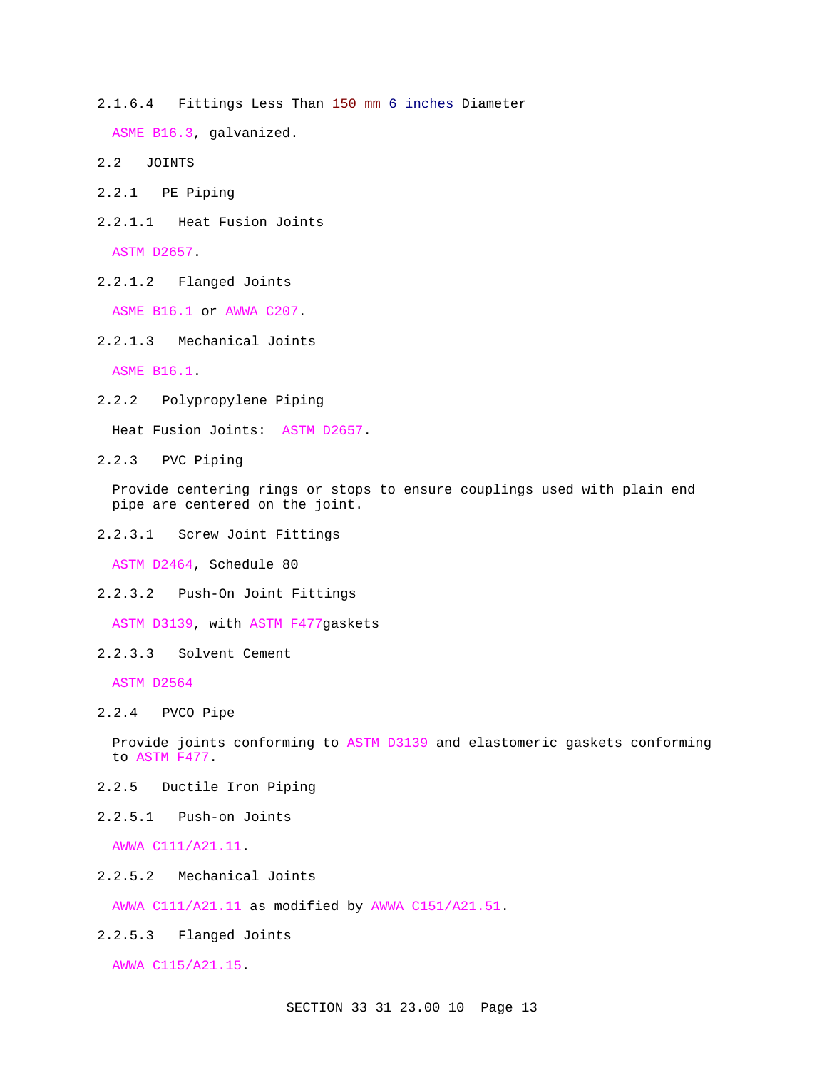#### 2.1.6.4 Fittings Less Than 150 mm 6 inches Diameter

ASME B16.3, galvanized.

## 2.2 JOINTS

### 2.2.1 PE Piping

#### 2.2.1.1 Heat Fusion Joints

ASTM D2657.

#### 2.2.1.2 Flanged Joints

ASME B16.1 or AWWA C207.

#### 2.2.1.3 Mechanical Joints

ASME B16.1.

### 2.2.2 Polypropylene Piping

Heat Fusion Joints: ASTM D2657.

### 2.2.3 PVC Piping

Provide centering rings or stops to ensure couplings used with plain end pipe are centered on the joint.

#### 2.2.3.1 Screw Joint Fittings

ASTM D2464, Schedule 80

#### 2.2.3.2 Push-On Joint Fittings

ASTM D3139, with ASTM F477gaskets

#### 2.2.3.3 Solvent Cement

ASTM D2564

### 2.2.4 PVCO Pipe

Provide joints conforming to ASTM D3139 and elastomeric gaskets conforming to ASTM F477.

### 2.2.5 Ductile Iron Piping

#### 2.2.5.1 Push-on Joints

AWWA C111/A21.11.

#### 2.2.5.2 Mechanical Joints

AWWA C111/A21.11 as modified by AWWA C151/A21.51.

#### 2.2.5.3 Flanged Joints

AWWA C115/A21.15.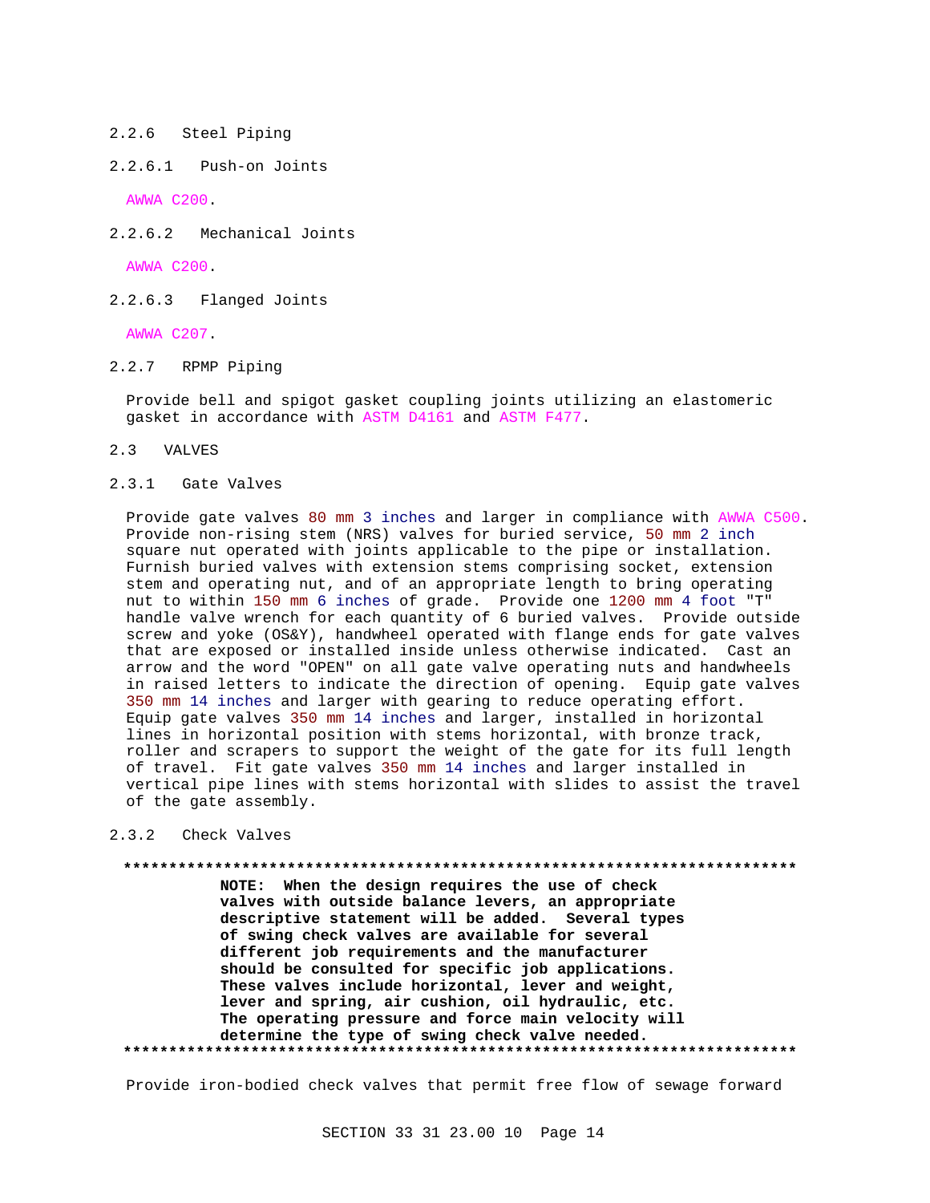### 2.2.6 Steel Piping

#### 2.2.6.1 Push-on Joints

AWWA C200.

#### 2.2.6.2 Mechanical Joints

AWWA C200.

#### 2.2.6.3 Flanged Joints

AWWA C207.

### 2.2.7 RPMP Piping

Provide bell and spigot gasket coupling joints utilizing an elastomeric gasket in accordance with ASTM D4161 and ASTM F477.

## 2.3 VALVES

### 2.3.1 Gate Valves

Provide gate valves 80 mm 3 inches and larger in compliance with AWWA C500. Provide non-rising stem (NRS) valves for buried service, 50 mm 2 inch square nut operated with joints applicable to the pipe or installation. Furnish buried valves with extension stems comprising socket, extension stem and operating nut, and of an appropriate length to bring operating nut to within 150 mm 6 inches of grade. Provide one 1200 mm 4 foot "T" handle valve wrench for each quantity of 6 buried valves. Provide outside screw and yoke (OS&Y), handwheel operated with flange ends for gate valves that are exposed or installed inside unless otherwise indicated. Cast an arrow and the word "OPEN" on all gate valve operating nuts and handwheels in raised letters to indicate the direction of opening. Equip gate valves 350 mm 14 inches and larger with gearing to reduce operating effort. Equip gate valves 350 mm 14 inches and larger, installed in horizontal lines in horizontal position with stems horizontal, with bronze track, roller and scrapers to support the weight of the gate for its full length of travel. Fit gate valves 350 mm 14 inches and larger installed in vertical pipe lines with stems horizontal with slides to assist the travel of the gate assembly.

### 2.3.2 Check Valves

**************************************************************************

**NOTE: When the design requires the use of check valves with outside balance levers, an appropriate descriptive statement will be added. Several types of swing check valves are available for several different job requirements and the manufacturer should be consulted for specific job applications. These valves include horizontal, lever and weight, lever and spring, air cushion, oil hydraulic, etc. The operating pressure and force main velocity will determine the type of swing check valve needed.**

**************************************************************************

Provide iron-bodied check valves that permit free flow of sewage forward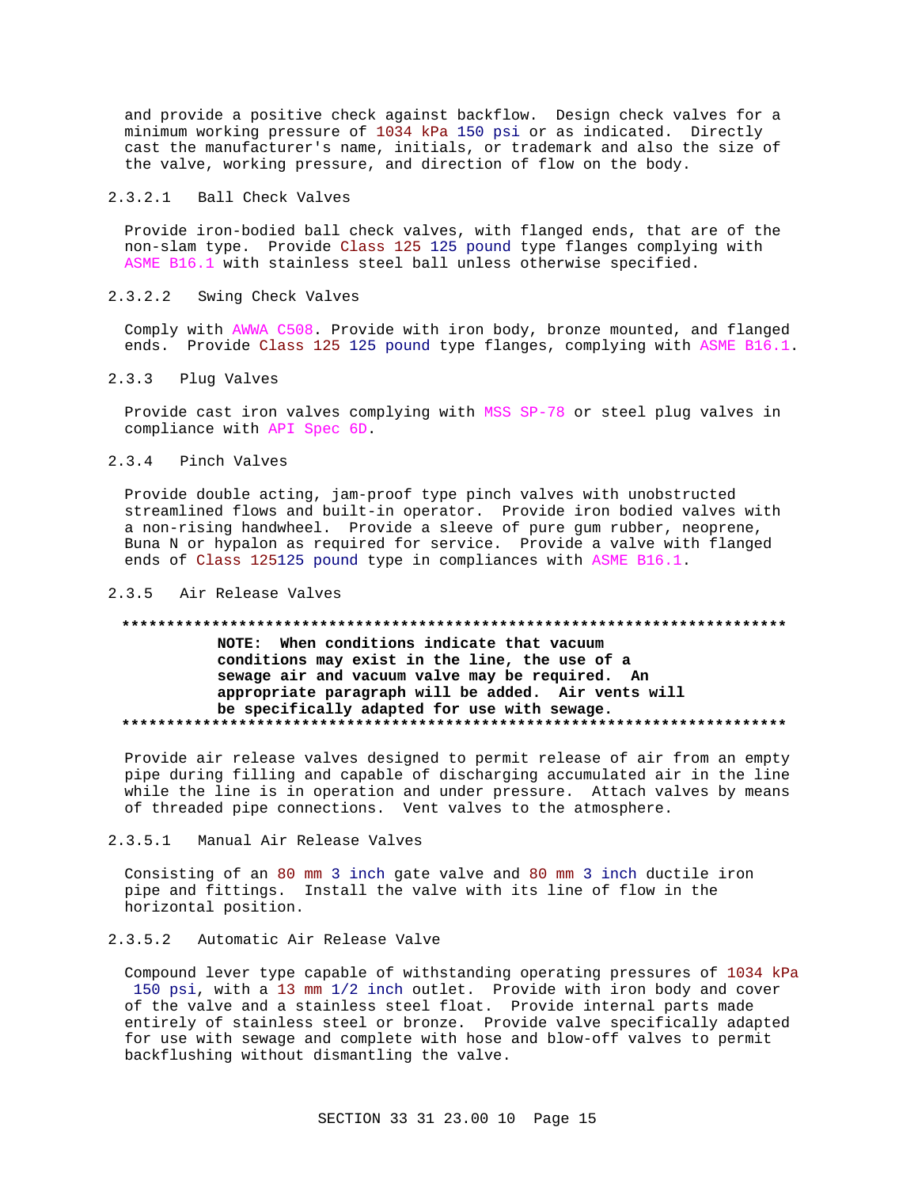and provide a positive check against backflow. Design check valves for a minimum working pressure of 1034 kPa 150 psi or as indicated. Directly cast the manufacturer's name, initials, or trademark and also the size of the valve, working pressure, and direction of flow on the body.

#### 2.3.2.1 Ball Check Valves

Provide iron-bodied ball check valves, with flanged ends, that are of the non-slam type. Provide Class 125 125 pound type flanges complying with ASME B16.1 with stainless steel ball unless otherwise specified.

#### 2.3.2.2 Swing Check Valves

Comply with AWWA C508. Provide with iron body, bronze mounted, and flanged ends. Provide Class 125 125 pound type flanges, complying with ASME B16.1.

### 2.3.3 Plug Valves

Provide cast iron valves complying with MSS SP-78 or steel plug valves in compliance with API Spec 6D.

### 2.3.4 Pinch Valves

Provide double acting, jam-proof type pinch valves with unobstructed streamlined flows and built-in operator. Provide iron bodied valves with a non-rising handwheel. Provide a sleeve of pure gum rubber, neoprene, Buna N or hypalon as required for service. Provide a valve with flanged ends of Class 125125 pound type in compliances with ASME B16.1.

### 2.3.5 Air Release Valves

**************************************************************************

**NOTE: When conditions indicate that vacuum conditions may exist in the line, the use of a sewage air and vacuum valve may be required. An appropriate paragraph will be added. Air vents will be specifically adapted for use with sewage.**

**************************************************************************

Provide air release valves designed to permit release of air from an empty pipe during filling and capable of discharging accumulated air in the line while the line is in operation and under pressure. Attach valves by means of threaded pipe connections. Vent valves to the atmosphere.

#### 2.3.5.1 Manual Air Release Valves

Consisting of an 80 mm 3 inch gate valve and 80 mm 3 inch ductile iron pipe and fittings. Install the valve with its line of flow in the horizontal position.

#### 2.3.5.2 Automatic Air Release Valve

Compound lever type capable of withstanding operating pressures of 1034 kPa 150 psi, with a 13 mm 1/2 inch outlet. Provide with iron body and cover of the valve and a stainless steel float. Provide internal parts made entirely of stainless steel or bronze. Provide valve specifically adapted for use with sewage and complete with hose and blow-off valves to permit backflushing without dismantling the valve.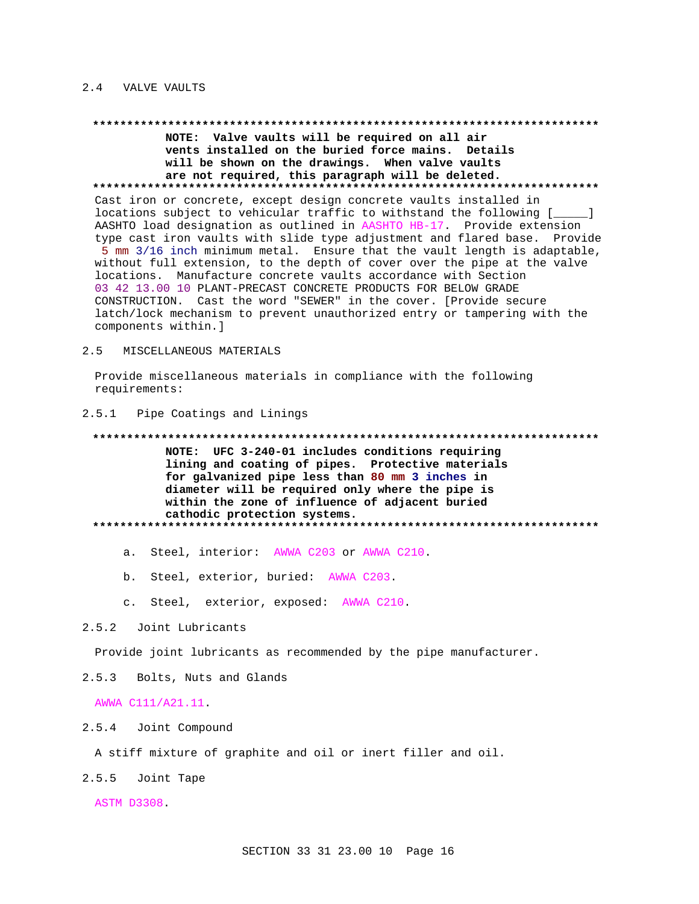## 2.4 VALVE VAULTS

**************************************************************************

**NOTE: Valve vaults will be required on all air vents installed on the buried force mains. Details will be shown on the drawings. When valve vaults are not required, this paragraph will be deleted.**

**************************************************************************

Cast iron or concrete, except design concrete vaults installed in locations subject to vehicular traffic to withstand the following [_____] AASHTO load designation as outlined in AASHTO HB-17. Provide extension type cast iron vaults with slide type adjustment and flared base. Provide 5 mm 3/16 inch minimum metal. Ensure that the vault length is adaptable, without full extension, to the depth of cover over the pipe at the valve locations. Manufacture concrete vaults accordance with Section 03 42 13.00 10 PLANT-PRECAST CONCRETE PRODUCTS FOR BELOW GRADE CONSTRUCTION. Cast the word "SEWER" in the cover. [Provide secure latch/lock mechanism to prevent unauthorized entry or tampering with the components within.]

## 2.5 MISCELLANEOUS MATERIALS

Provide miscellaneous materials in compliance with the following requirements:

### 2.5.1 Pipe Coatings and Linings

**************************************************************************

**NOTE: UFC 3-240-01 includes conditions requiring lining and coating of pipes. Protective materials for galvanized pipe less than 80 mm 3 inches in diameter will be required only where the pipe is within the zone of influence of adjacent buried cathodic protection systems.**

**************************************************************************

a. Steel, interior: AWWA C203 or AWWA C210.

b. Steel, exterior, buried: AWWA C203.

c. Steel, exterior, exposed: AWWA C210.

### 2.5.2 Joint Lubricants

Provide joint lubricants as recommended by the pipe manufacturer.

### 2.5.3 Bolts, Nuts and Glands

AWWA C111/A21.11.

### 2.5.4 Joint Compound

A stiff mixture of graphite and oil or inert filler and oil.

### 2.5.5 Joint Tape

ASTM D3308.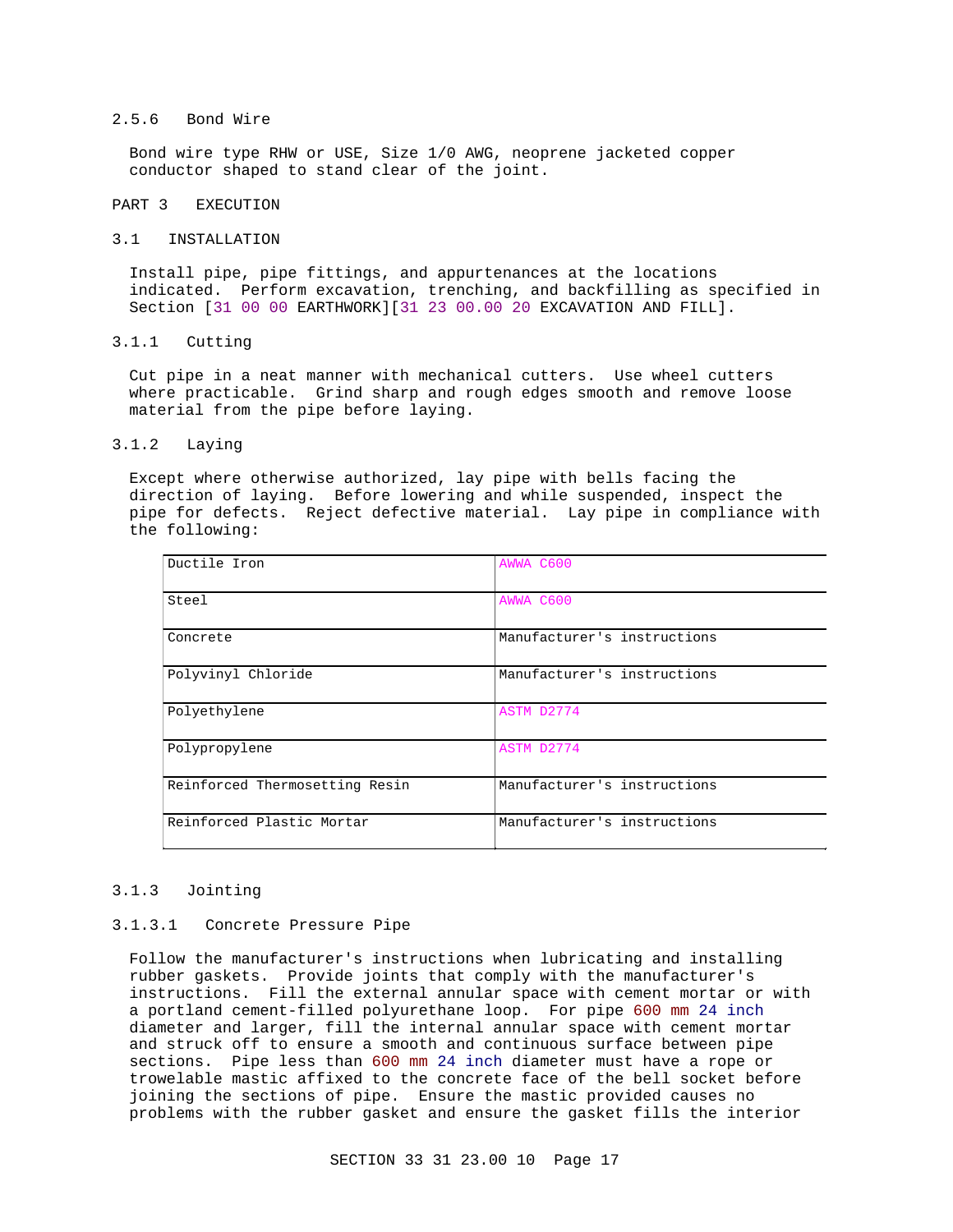#### 2.5.6 Bond Wire

Bond wire type RHW or USE, Size 1/0 AWG, neoprene jacketed copper conductor shaped to stand clear of the joint.

## PART 3 EXECUTION

### 3.1 INSTALLATION

Install pipe, pipe fittings, and appurtenances at the locations indicated. Perform excavation, trenching, and backfilling as specified in Section [31 00 00 EARTHWORK][31 23 00.00 20 EXCAVATION AND FILL].

#### 3.1.1 Cutting

Cut pipe in a neat manner with mechanical cutters. Use wheel cutters where practicable. Grind sharp and rough edges smooth and remove loose material from the pipe before laying.

#### 3.1.2 Laying

Except where otherwise authorized, lay pipe with bells facing the direction of laying. Before lowering and while suspended, inspect the pipe for defects. Reject defective material. Lay pipe in compliance with the following:

| | |
|---|---|
| Ductile Iron | AWWA C600 |
| Steel | AWWA C600 |
| Concrete | Manufacturer's instructions |
| Polyvinyl Chloride | Manufacturer's instructions |
| Polyethylene | ASTM D2774 |
| Polypropylene | ASTM D2774 |
| Reinforced Thermosetting Resin | Manufacturer's instructions |
| Reinforced Plastic Mortar | Manufacturer's instructions |

#### 3.1.3 Jointing

##### 3.1.3.1 Concrete Pressure Pipe

Follow the manufacturer's instructions when lubricating and installing rubber gaskets. Provide joints that comply with the manufacturer's instructions. Fill the external annular space with cement mortar or with a portland cement-filled polyurethane loop. For pipe 600 mm 24 inch diameter and larger, fill the internal annular space with cement mortar and struck off to ensure a smooth and continuous surface between pipe sections. Pipe less than 600 mm 24 inch diameter must have a rope or trowelable mastic affixed to the concrete face of the bell socket before joining the sections of pipe. Ensure the mastic provided causes no problems with the rubber gasket and ensure the gasket fills the interior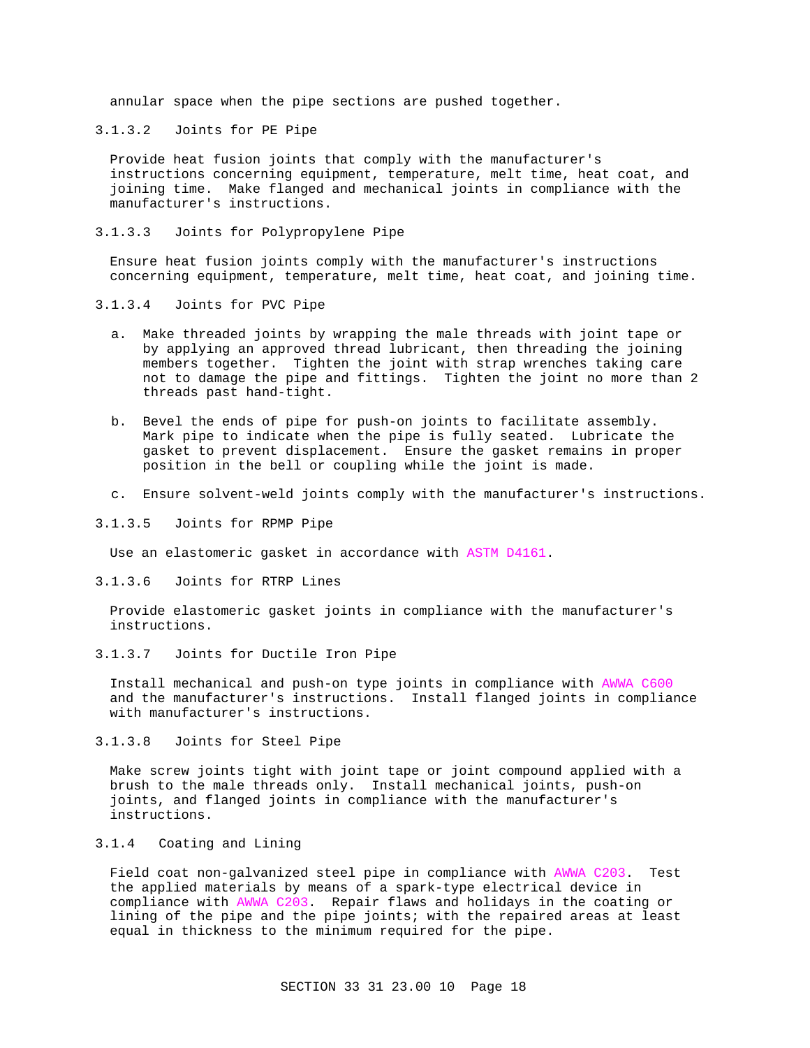annular space when the pipe sections are pushed together.

#### 3.1.3.2 Joints for PE Pipe

Provide heat fusion joints that comply with the manufacturer's instructions concerning equipment, temperature, melt time, heat coat, and joining time. Make flanged and mechanical joints in compliance with the manufacturer's instructions.

#### 3.1.3.3 Joints for Polypropylene Pipe

Ensure heat fusion joints comply with the manufacturer's instructions concerning equipment, temperature, melt time, heat coat, and joining time.

#### 3.1.3.4 Joints for PVC Pipe

a. Make threaded joints by wrapping the male threads with joint tape or by applying an approved thread lubricant, then threading the joining members together. Tighten the joint with strap wrenches taking care not to damage the pipe and fittings. Tighten the joint no more than 2 threads past hand-tight.

b. Bevel the ends of pipe for push-on joints to facilitate assembly. Mark pipe to indicate when the pipe is fully seated. Lubricate the gasket to prevent displacement. Ensure the gasket remains in proper position in the bell or coupling while the joint is made.

c. Ensure solvent-weld joints comply with the manufacturer's instructions.

#### 3.1.3.5 Joints for RPMP Pipe

Use an elastomeric gasket in accordance with ASTM D4161.

#### 3.1.3.6 Joints for RTRP Lines

Provide elastomeric gasket joints in compliance with the manufacturer's instructions.

#### 3.1.3.7 Joints for Ductile Iron Pipe

Install mechanical and push-on type joints in compliance with AWWA C600 and the manufacturer's instructions. Install flanged joints in compliance with manufacturer's instructions.

#### 3.1.3.8 Joints for Steel Pipe

Make screw joints tight with joint tape or joint compound applied with a brush to the male threads only. Install mechanical joints, push-on joints, and flanged joints in compliance with the manufacturer's instructions.

### 3.1.4 Coating and Lining

Field coat non-galvanized steel pipe in compliance with AWWA C203. Test the applied materials by means of a spark-type electrical device in compliance with AWWA C203. Repair flaws and holidays in the coating or lining of the pipe and the pipe joints; with the repaired areas at least equal in thickness to the minimum required for the pipe.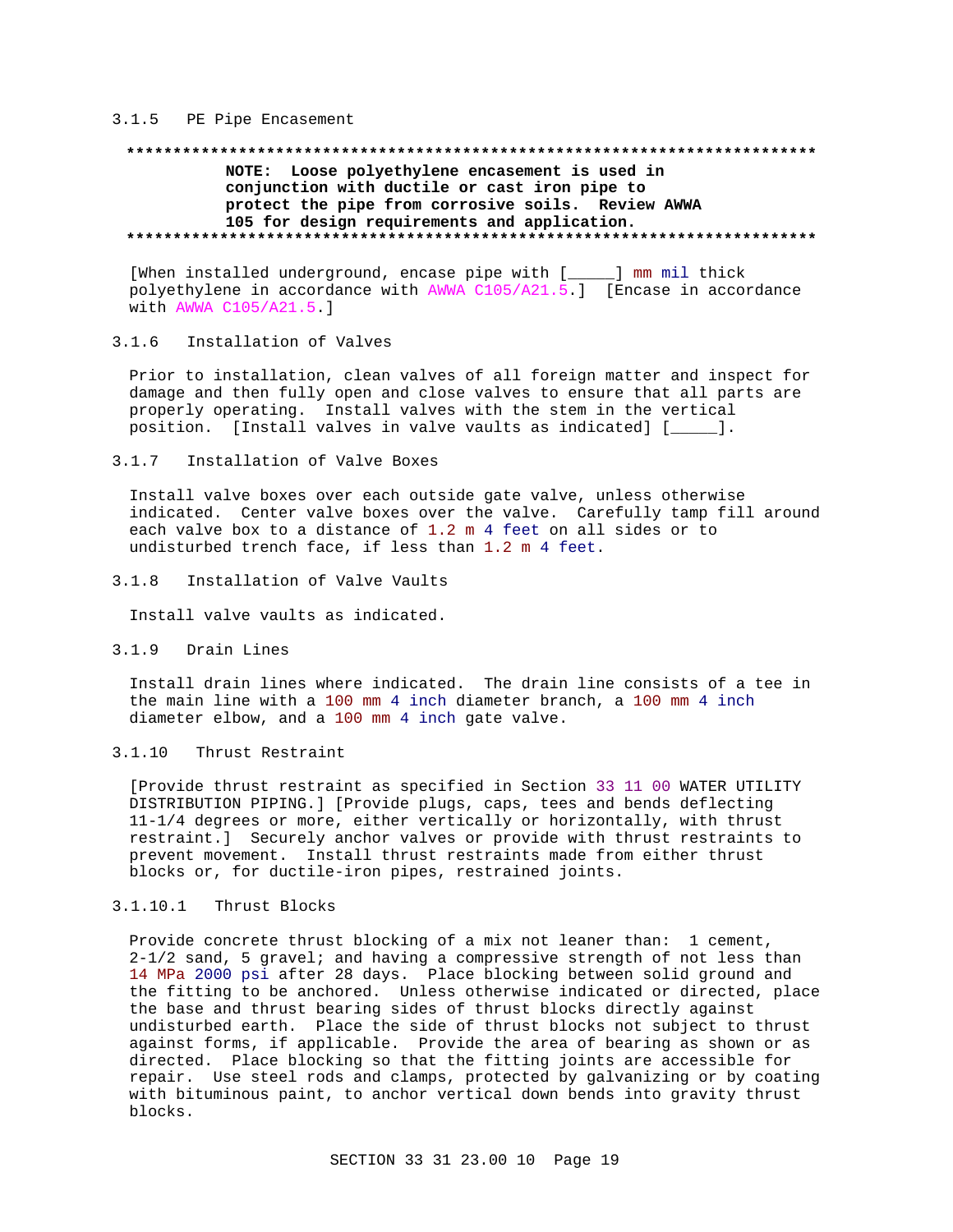### 3.1.5 PE Pipe Encasement

**************************************************************************

**NOTE: Loose polyethylene encasement is used in conjunction with ductile or cast iron pipe to protect the pipe from corrosive soils. Review AWWA 105 for design requirements and application.**

**************************************************************************

[When installed underground, encase pipe with [_____] mm mil thick polyethylene in accordance with AWWA C105/A21.5.] [Encase in accordance with AWWA C105/A21.5.]

### 3.1.6 Installation of Valves

Prior to installation, clean valves of all foreign matter and inspect for damage and then fully open and close valves to ensure that all parts are properly operating. Install valves with the stem in the vertical position. [Install valves in valve vaults as indicated] [_____].

### 3.1.7 Installation of Valve Boxes

Install valve boxes over each outside gate valve, unless otherwise indicated. Center valve boxes over the valve. Carefully tamp fill around each valve box to a distance of 1.2 m 4 feet on all sides or to undisturbed trench face, if less than 1.2 m 4 feet.

### 3.1.8 Installation of Valve Vaults

Install valve vaults as indicated.

### 3.1.9 Drain Lines

Install drain lines where indicated. The drain line consists of a tee in the main line with a 100 mm 4 inch diameter branch, a 100 mm 4 inch diameter elbow, and a 100 mm 4 inch gate valve.

### 3.1.10 Thrust Restraint

[Provide thrust restraint as specified in Section 33 11 00 WATER UTILITY DISTRIBUTION PIPING.] [Provide plugs, caps, tees and bends deflecting 11-1/4 degrees or more, either vertically or horizontally, with thrust restraint.] Securely anchor valves or provide with thrust restraints to prevent movement. Install thrust restraints made from either thrust blocks or, for ductile-iron pipes, restrained joints.

#### 3.1.10.1 Thrust Blocks

Provide concrete thrust blocking of a mix not leaner than: 1 cement, 2-1/2 sand, 5 gravel; and having a compressive strength of not less than 14 MPa 2000 psi after 28 days. Place blocking between solid ground and the fitting to be anchored. Unless otherwise indicated or directed, place the base and thrust bearing sides of thrust blocks directly against undisturbed earth. Place the side of thrust blocks not subject to thrust against forms, if applicable. Provide the area of bearing as shown or as directed. Place blocking so that the fitting joints are accessible for repair. Use steel rods and clamps, protected by galvanizing or by coating with bituminous paint, to anchor vertical down bends into gravity thrust blocks.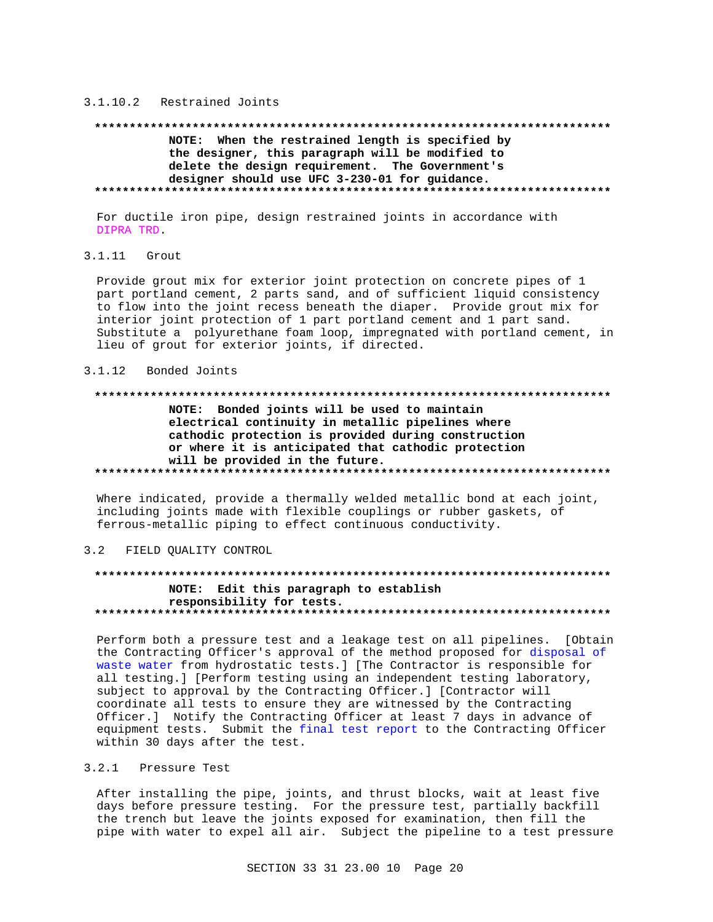#### 3.1.10.2 Restrained Joints

**************************************************************************
NOTE: When the restrained length is specified by the designer, this paragraph will be modified to delete the design requirement. The Government's designer should use UFC 3-230-01 for guidance.
**************************************************************************

For ductile iron pipe, design restrained joints in accordance with DIPRA TRD.

### 3.1.11 Grout

Provide grout mix for exterior joint protection on concrete pipes of 1 part portland cement, 2 parts sand, and of sufficient liquid consistency to flow into the joint recess beneath the diaper. Provide grout mix for interior joint protection of 1 part portland cement and 1 part sand. Substitute a polyurethane foam loop, impregnated with portland cement, in lieu of grout for exterior joints, if directed.

### 3.1.12 Bonded Joints

**************************************************************************
NOTE: Bonded joints will be used to maintain electrical continuity in metallic pipelines where cathodic protection is provided during construction or where it is anticipated that cathodic protection will be provided in the future.
**************************************************************************

Where indicated, provide a thermally welded metallic bond at each joint, including joints made with flexible couplings or rubber gaskets, of ferrous-metallic piping to effect continuous conductivity.

## 3.2 FIELD QUALITY CONTROL

**************************************************************************
NOTE: Edit this paragraph to establish responsibility for tests.
**************************************************************************

Perform both a pressure test and a leakage test on all pipelines. [Obtain the Contracting Officer's approval of the method proposed for disposal of waste water from hydrostatic tests.] [The Contractor is responsible for all testing.] [Perform testing using an independent testing laboratory, subject to approval by the Contracting Officer.] [Contractor will coordinate all tests to ensure they are witnessed by the Contracting Officer.] Notify the Contracting Officer at least 7 days in advance of equipment tests. Submit the final test report to the Contracting Officer within 30 days after the test.

### 3.2.1 Pressure Test

After installing the pipe, joints, and thrust blocks, wait at least five days before pressure testing. For the pressure test, partially backfill the trench but leave the joints exposed for examination, then fill the pipe with water to expel all air. Subject the pipeline to a test pressure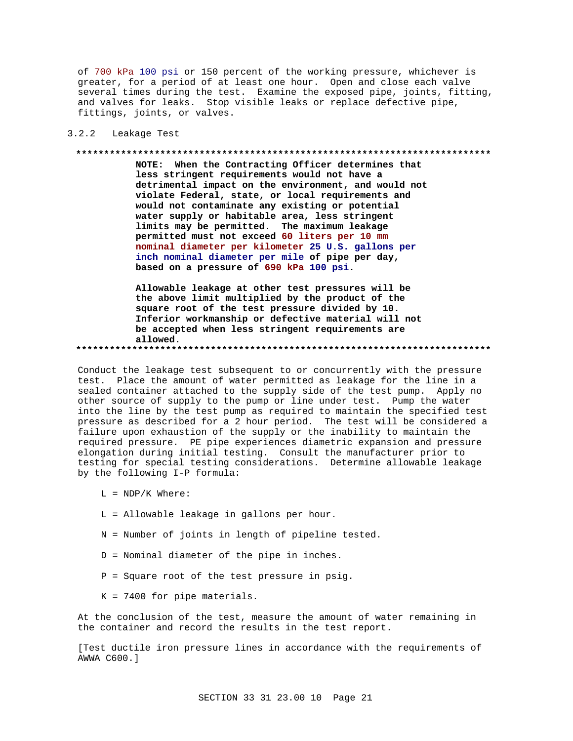of 700 kPa 100 psi or 150 percent of the working pressure, whichever is greater, for a period of at least one hour. Open and close each valve several times during the test. Examine the exposed pipe, joints, fitting, and valves for leaks. Stop visible leaks or replace defective pipe, fittings, joints, or valves.

### 3.2.2 Leakage Test

**************************************************************************

**NOTE: When the Contracting Officer determines that less stringent requirements would not have a detrimental impact on the environment, and would not violate Federal, state, or local requirements and would not contaminate any existing or potential water supply or habitable area, less stringent limits may be permitted. The maximum leakage permitted must not exceed 60 liters per 10 mm nominal diameter per kilometer 25 U.S. gallons per inch nominal diameter per mile of pipe per day, based on a pressure of 690 kPa 100 psi.**

**Allowable leakage at other test pressures will be the above limit multiplied by the product of the square root of the test pressure divided by 10. Inferior workmanship or defective material will not be accepted when less stringent requirements are allowed.**

**************************************************************************

Conduct the leakage test subsequent to or concurrently with the pressure test. Place the amount of water permitted as leakage for the line in a sealed container attached to the supply side of the test pump. Apply no other source of supply to the pump or line under test. Pump the water into the line by the test pump as required to maintain the specified test pressure as described for a 2 hour period. The test will be considered a failure upon exhaustion of the supply or the inability to maintain the required pressure. PE pipe experiences diametric expansion and pressure elongation during initial testing. Consult the manufacturer prior to testing for special testing considerations. Determine allowable leakage by the following I-P formula:

$L = NDP/K$ Where:

$L$ = Allowable leakage in gallons per hour.

$N$ = Number of joints in length of pipeline tested.

$D$ = Nominal diameter of the pipe in inches.

$P$ = Square root of the test pressure in psig.

$K$ = 7400 for pipe materials.

At the conclusion of the test, measure the amount of water remaining in the container and record the results in the test report.

[Test ductile iron pressure lines in accordance with the requirements of AWWA C600.]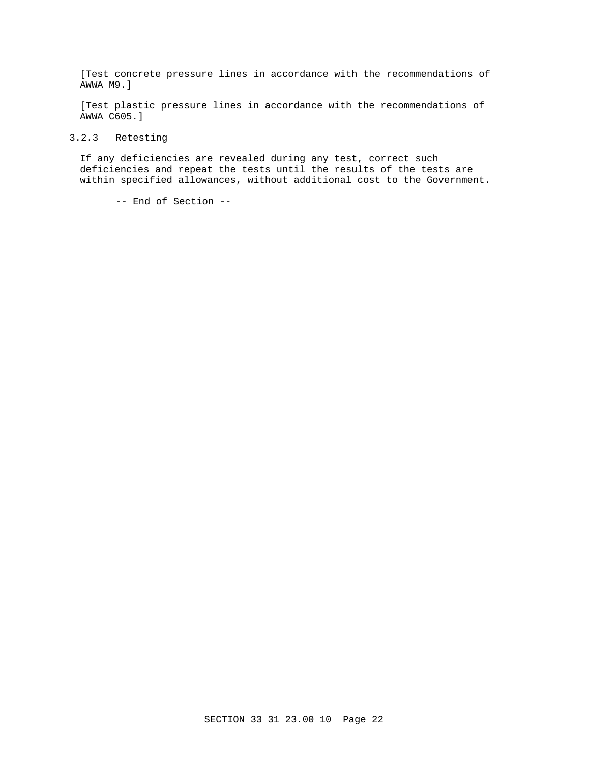[Test concrete pressure lines in accordance with the recommendations of AWWA M9.]

[Test plastic pressure lines in accordance with the recommendations of AWWA C605.]

### 3.2.3 Retesting

If any deficiencies are revealed during any test, correct such deficiencies and repeat the tests until the results of the tests are within specified allowances, without additional cost to the Government.

-- End of Section --